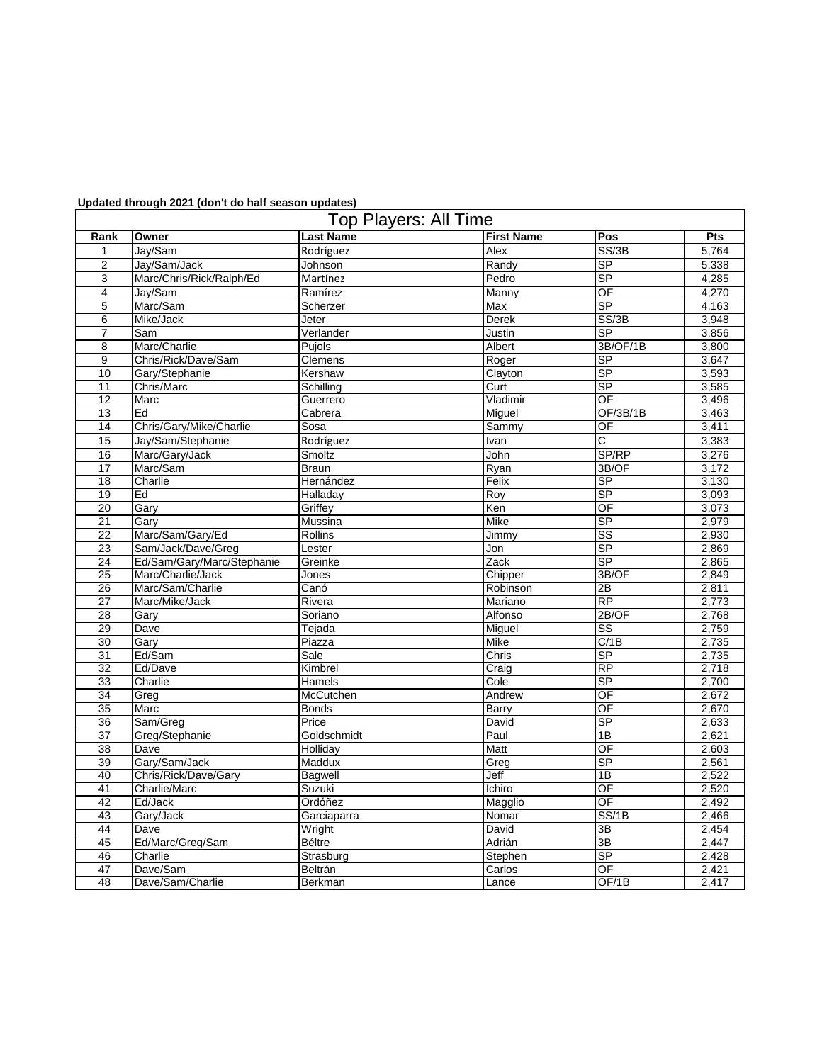**Updated through 2021 (don't do half season updates)**

## Top Players: All Time

| Rank | Owner | Last Name | First Name | Pos | Pts |
|---|---|---|---|---|---|
| 1 | Jay/Sam | Rodríguez | Alex | SS/3B | 5,764 |
| 2 | Jay/Sam/Jack | Johnson | Randy | SP | 5,338 |
| 3 | Marc/Chris/Rick/Ralph/Ed | Martínez | Pedro | SP | 4,285 |
| 4 | Jay/Sam | Ramírez | Manny | OF | 4,270 |
| 5 | Marc/Sam | Scherzer | Max | SP | 4,163 |
| 6 | Mike/Jack | Jeter | Derek | SS/3B | 3,948 |
| 7 | Sam | Verlander | Justin | SP | 3,856 |
| 8 | Marc/Charlie | Pujols | Albert | 3B/OF/1B | 3,800 |
| 9 | Chris/Rick/Dave/Sam | Clemens | Roger | SP | 3,647 |
| 10 | Gary/Stephanie | Kershaw | Clayton | SP | 3,593 |
| 11 | Chris/Marc | Schilling | Curt | SP | 3,585 |
| 12 | Marc | Guerrero | Vladimir | OF | 3,496 |
| 13 | Ed | Cabrera | Miguel | OF/3B/1B | 3,463 |
| 14 | Chris/Gary/Mike/Charlie | Sosa | Sammy | OF | 3,411 |
| 15 | Jay/Sam/Stephanie | Rodríguez | Ivan | C | 3,383 |
| 16 | Marc/Gary/Jack | Smoltz | John | SP/RP | 3,276 |
| 17 | Marc/Sam | Braun | Ryan | 3B/OF | 3,172 |
| 18 | Charlie | Hernández | Felix | SP | 3,130 |
| 19 | Ed | Halladay | Roy | SP | 3,093 |
| 20 | Gary | Griffey | Ken | OF | 3,073 |
| 21 | Gary | Mussina | Mike | SP | 2,979 |
| 22 | Marc/Sam/Gary/Ed | Rollins | Jimmy | SS | 2,930 |
| 23 | Sam/Jack/Dave/Greg | Lester | Jon | SP | 2,869 |
| 24 | Ed/Sam/Gary/Marc/Stephanie | Greinke | Zack | SP | 2,865 |
| 25 | Marc/Charlie/Jack | Jones | Chipper | 3B/OF | 2,849 |
| 26 | Marc/Sam/Charlie | Canó | Robinson | 2B | 2,811 |
| 27 | Marc/Mike/Jack | Rivera | Mariano | RP | 2,773 |
| 28 | Gary | Soriano | Alfonso | 2B/OF | 2,768 |
| 29 | Dave | Tejada | Miguel | SS | 2,759 |
| 30 | Gary | Piazza | Mike | C/1B | 2,735 |
| 31 | Ed/Sam | Sale | Chris | SP | 2,735 |
| 32 | Ed/Dave | Kimbrel | Craig | RP | 2,718 |
| 33 | Charlie | Hamels | Cole | SP | 2,700 |
| 34 | Greg | McCutchen | Andrew | OF | 2,672 |
| 35 | Marc | Bonds | Barry | OF | 2,670 |
| 36 | Sam/Greg | Price | David | SP | 2,633 |
| 37 | Greg/Stephanie | Goldschmidt | Paul | 1B | 2,621 |
| 38 | Dave | Holliday | Matt | OF | 2,603 |
| 39 | Gary/Sam/Jack | Maddux | Greg | SP | 2,561 |
| 40 | Chris/Rick/Dave/Gary | Bagwell | Jeff | 1B | 2,522 |
| 41 | Charlie/Marc | Suzuki | Ichiro | OF | 2,520 |
| 42 | Ed/Jack | Ordóñez | Magglio | OF | 2,492 |
| 43 | Gary/Jack | Garciaparra | Nomar | SS/1B | 2,466 |
| 44 | Dave | Wright | David | 3B | 2,454 |
| 45 | Ed/Marc/Greg/Sam | Béltre | Adrián | 3B | 2,447 |
| 46 | Charlie | Strasburg | Stephen | SP | 2,428 |
| 47 | Dave/Sam | Beltrán | Carlos | OF | 2,421 |
| 48 | Dave/Sam/Charlie | Berkman | Lance | OF/1B | 2,417 |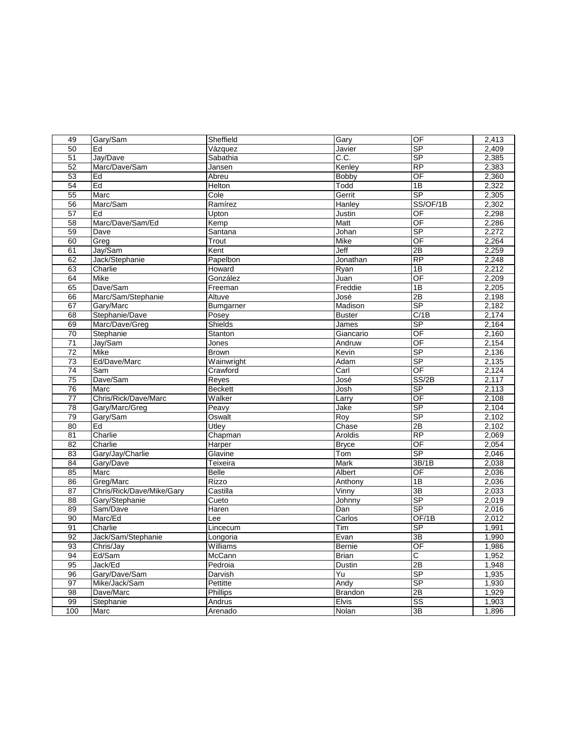| | | | | | |
|---|---|---|---|---|---|
| 49 | Gary/Sam | Sheffield | Gary | OF | 2,413 |
| 50 | Ed | Vázquez | Javier | SP | 2,409 |
| 51 | Jay/Dave | Sabathia | C.C. | SP | 2,385 |
| 52 | Marc/Dave/Sam | Jansen | Kenley | RP | 2,383 |
| 53 | Ed | Abreu | Bobby | OF | 2,360 |
| 54 | Ed | Helton | Todd | 1B | 2,322 |
| 55 | Marc | Cole | Gerrit | SP | 2,305 |
| 56 | Marc/Sam | Ramírez | Hanley | SS/OF/1B | 2,302 |
| 57 | Ed | Upton | Justin | OF | 2,298 |
| 58 | Marc/Dave/Sam/Ed | Kemp | Matt | OF | 2,286 |
| 59 | Dave | Santana | Johan | SP | 2,272 |
| 60 | Greg | Trout | Mike | OF | 2,264 |
| 61 | Jay/Sam | Kent | Jeff | 2B | 2,259 |
| 62 | Jack/Stephanie | Papelbon | Jonathan | RP | 2,248 |
| 63 | Charlie | Howard | Ryan | 1B | 2,212 |
| 64 | Mike | González | Juan | OF | 2,209 |
| 65 | Dave/Sam | Freeman | Freddie | 1B | 2,205 |
| 66 | Marc/Sam/Stephanie | Altuve | José | 2B | 2,198 |
| 67 | Gary/Marc | Bumgarner | Madison | SP | 2,182 |
| 68 | Stephanie/Dave | Posey | Buster | C/1B | 2,174 |
| 69 | Marc/Dave/Greg | Shields | James | SP | 2,164 |
| 70 | Stephanie | Stanton | Giancario | OF | 2,160 |
| 71 | Jay/Sam | Jones | Andruw | OF | 2,154 |
| 72 | Mike | Brown | Kevin | SP | 2,136 |
| 73 | Ed/Dave/Marc | Wainwright | Adam | SP | 2,135 |
| 74 | Sam | Crawford | Carl | OF | 2,124 |
| 75 | Dave/Sam | Reyes | José | SS/2B | 2,117 |
| 76 | Marc | Beckett | Josh | SP | 2,113 |
| 77 | Chris/Rick/Dave/Marc | Walker | Larry | OF | 2,108 |
| 78 | Gary/Marc/Greg | Peavy | Jake | SP | 2,104 |
| 79 | Gary/Sam | Oswalt | Roy | SP | 2,102 |
| 80 | Ed | Utley | Chase | 2B | 2,102 |
| 81 | Charlie | Chapman | Aroldis | RP | 2,069 |
| 82 | Charlie | Harper | Bryce | OF | 2,054 |
| 83 | Gary/Jay/Charlie | Glavine | Tom | SP | 2,046 |
| 84 | Gary/Dave | Teixeira | Mark | 3B/1B | 2,038 |
| 85 | Marc | Belle | Albert | OF | 2,036 |
| 86 | Greg/Marc | Rizzo | Anthony | 1B | 2,036 |
| 87 | Chris/Rick/Dave/Mike/Gary | Castilla | Vinny | 3B | 2,033 |
| 88 | Gary/Stephanie | Cueto | Johnny | SP | 2,019 |
| 89 | Sam/Dave | Haren | Dan | SP | 2,016 |
| 90 | Marc/Ed | Lee | Carlos | OF/1B | 2,012 |
| 91 | Charlie | Lincecum | Tim | SP | 1,991 |
| 92 | Jack/Sam/Stephanie | Longoria | Evan | 3B | 1,990 |
| 93 | Chris/Jay | Williams | Bernie | OF | 1,986 |
| 94 | Ed/Sam | McCann | Brian | C | 1,952 |
| 95 | Jack/Ed | Pedroia | Dustin | 2B | 1,948 |
| 96 | Gary/Dave/Sam | Darvish | Yu | SP | 1,935 |
| 97 | Mike/Jack/Sam | Pettitte | Andy | SP | 1,930 |
| 98 | Dave/Marc | Phillips | Brandon | 2B | 1,929 |
| 99 | Stephanie | Andrus | Elvis | SS | 1,903 |
| 100 | Marc | Arenado | Nolan | 3B | 1,896 |